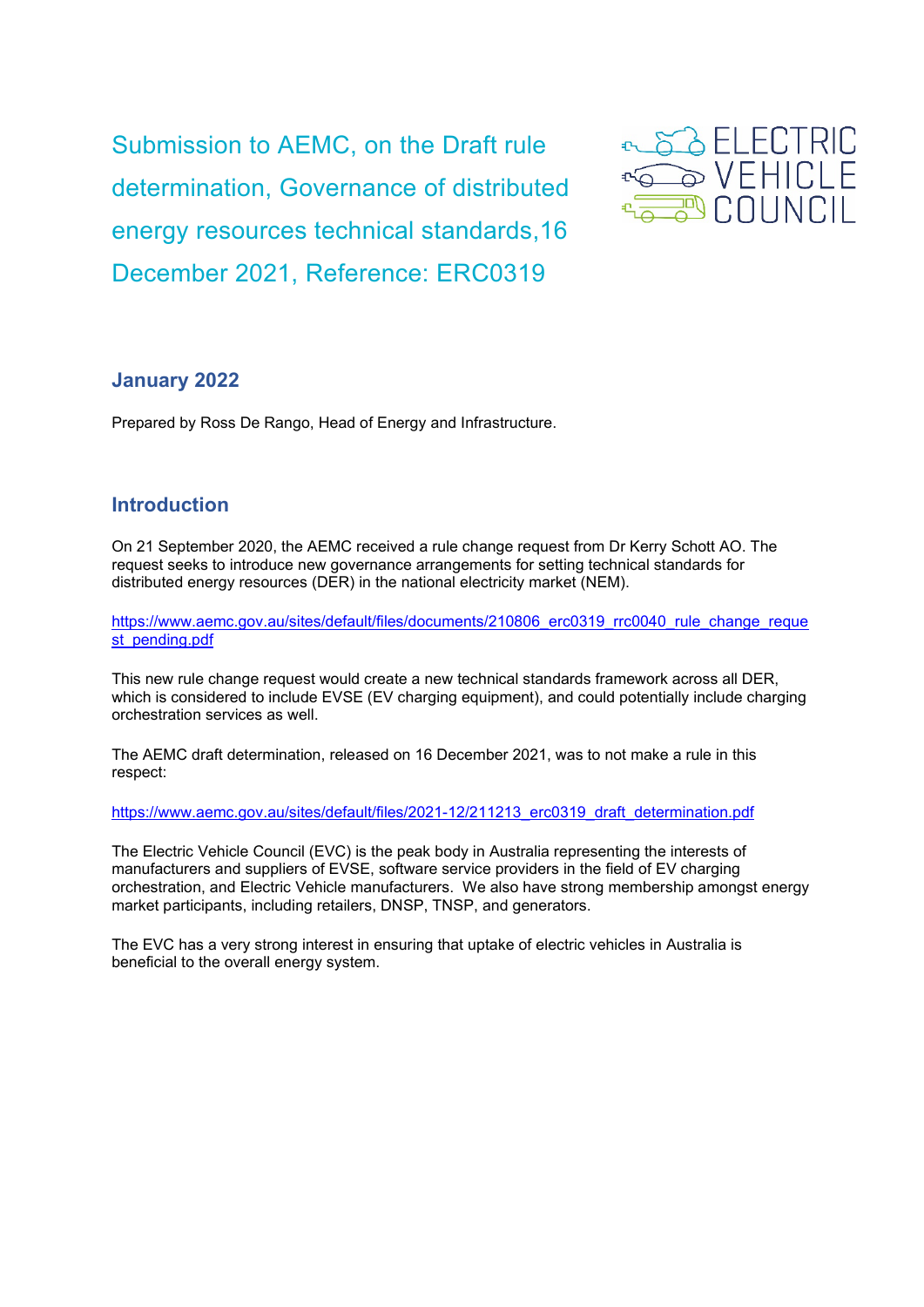# Submission to AEMC, on the Draft rule determination, Governance of distributed energy resources technical standards,16 December 2021, Reference: ERC0319

ELECTRIC VEHICLE COUNCIL

## January 2022

Prepared by Ross De Rango, Head of Energy and Infrastructure.

## Introduction

On 21 September 2020, the AEMC received a rule change request from Dr Kerry Schott AO. The request seeks to introduce new governance arrangements for setting technical standards for distributed energy resources (DER) in the national electricity market (NEM).

https://www.aemc.gov.au/sites/default/files/documents/210806_erc0319_rrc0040_rule_change_request_pending.pdf

This new rule change request would create a new technical standards framework across all DER, which is considered to include EVSE (EV charging equipment), and could potentially include charging orchestration services as well.

The AEMC draft determination, released on 16 December 2021, was to not make a rule in this respect:

https://www.aemc.gov.au/sites/default/files/2021-12/211213_erc0319_draft_determination.pdf

The Electric Vehicle Council (EVC) is the peak body in Australia representing the interests of manufacturers and suppliers of EVSE, software service providers in the field of EV charging orchestration, and Electric Vehicle manufacturers. We also have strong membership amongst energy market participants, including retailers, DNSP, TNSP, and generators.

The EVC has a very strong interest in ensuring that uptake of electric vehicles in Australia is beneficial to the overall energy system.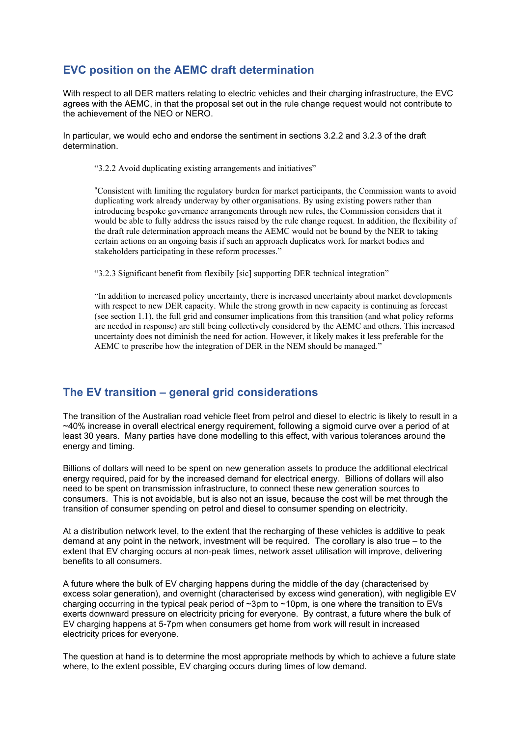## EVC position on the AEMC draft determination

With respect to all DER matters relating to electric vehicles and their charging infrastructure, the EVC agrees with the AEMC, in that the proposal set out in the rule change request would not contribute to the achievement of the NEO or NERO.

In particular, we would echo and endorse the sentiment in sections 3.2.2 and 3.2.3 of the draft determination.

> "3.2.2 Avoid duplicating existing arrangements and initiatives"
>
> "Consistent with limiting the regulatory burden for market participants, the Commission wants to avoid duplicating work already underway by other organisations. By using existing powers rather than introducing bespoke governance arrangements through new rules, the Commission considers that it would be able to fully address the issues raised by the rule change request. In addition, the flexibility of the draft rule determination approach means the AEMC would not be bound by the NER to taking certain actions on an ongoing basis if such an approach duplicates work for market bodies and stakeholders participating in these reform processes."
>
> "3.2.3 Significant benefit from flexibily [sic] supporting DER technical integration"
>
> "In addition to increased policy uncertainty, there is increased uncertainty about market developments with respect to new DER capacity. While the strong growth in new capacity is continuing as forecast (see section 1.1), the full grid and consumer implications from this transition (and what policy reforms are needed in response) are still being collectively considered by the AEMC and others. This increased uncertainty does not diminish the need for action. However, it likely makes it less preferable for the AEMC to prescribe how the integration of DER in the NEM should be managed."

## The EV transition – general grid considerations

The transition of the Australian road vehicle fleet from petrol and diesel to electric is likely to result in a ~40% increase in overall electrical energy requirement, following a sigmoid curve over a period of at least 30 years. Many parties have done modelling to this effect, with various tolerances around the energy and timing.

Billions of dollars will need to be spent on new generation assets to produce the additional electrical energy required, paid for by the increased demand for electrical energy. Billions of dollars will also need to be spent on transmission infrastructure, to connect these new generation sources to consumers. This is not avoidable, but is also not an issue, because the cost will be met through the transition of consumer spending on petrol and diesel to consumer spending on electricity.

At a distribution network level, to the extent that the recharging of these vehicles is additive to peak demand at any point in the network, investment will be required. The corollary is also true – to the extent that EV charging occurs at non-peak times, network asset utilisation will improve, delivering benefits to all consumers.

A future where the bulk of EV charging happens during the middle of the day (characterised by excess solar generation), and overnight (characterised by excess wind generation), with negligible EV charging occurring in the typical peak period of ~3pm to ~10pm, is one where the transition to EVs exerts downward pressure on electricity pricing for everyone. By contrast, a future where the bulk of EV charging happens at 5-7pm when consumers get home from work will result in increased electricity prices for everyone.

The question at hand is to determine the most appropriate methods by which to achieve a future state where, to the extent possible, EV charging occurs during times of low demand.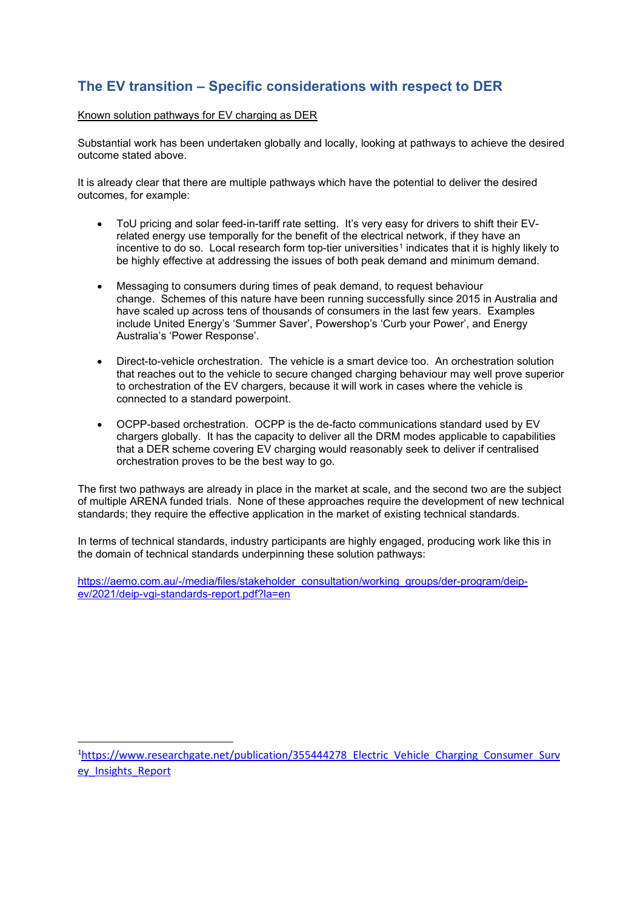## The EV transition – Specific considerations with respect to DER

Known solution pathways for EV charging as DER

Substantial work has been undertaken globally and locally, looking at pathways to achieve the desired outcome stated above.

It is already clear that there are multiple pathways which have the potential to deliver the desired outcomes, for example:

- ToU pricing and solar feed-in-tariff rate setting. It's very easy for drivers to shift their EV-related energy use temporally for the benefit of the electrical network, if they have an incentive to do so. Local research form top-tier universities[1] indicates that it is highly likely to be highly effective at addressing the issues of both peak demand and minimum demand.

- Messaging to consumers during times of peak demand, to request behaviour change. Schemes of this nature have been running successfully since 2015 in Australia and have scaled up across tens of thousands of consumers in the last few years. Examples include United Energy's 'Summer Saver', Powershop's 'Curb your Power', and Energy Australia's 'Power Response'.

- Direct-to-vehicle orchestration. The vehicle is a smart device too. An orchestration solution that reaches out to the vehicle to secure changed charging behaviour may well prove superior to orchestration of the EV chargers, because it will work in cases where the vehicle is connected to a standard powerpoint.

- OCPP-based orchestration. OCPP is the de-facto communications standard used by EV chargers globally. It has the capacity to deliver all the DRM modes applicable to capabilities that a DER scheme covering EV charging would reasonably seek to deliver if centralised orchestration proves to be the best way to go.

The first two pathways are already in place in the market at scale, and the second two are the subject of multiple ARENA funded trials. None of these approaches require the development of new technical standards; they require the effective application in the market of existing technical standards.

In terms of technical standards, industry participants are highly engaged, producing work like this in the domain of technical standards underpinning these solution pathways:

https://aemo.com.au/-/media/files/stakeholder_consultation/working_groups/der-program/deip-ev/2021/deip-vgi-standards-report.pdf?la=en

---

[1] https://www.researchgate.net/publication/355444278_Electric_Vehicle_Charging_Consumer_Survey_Insights_Report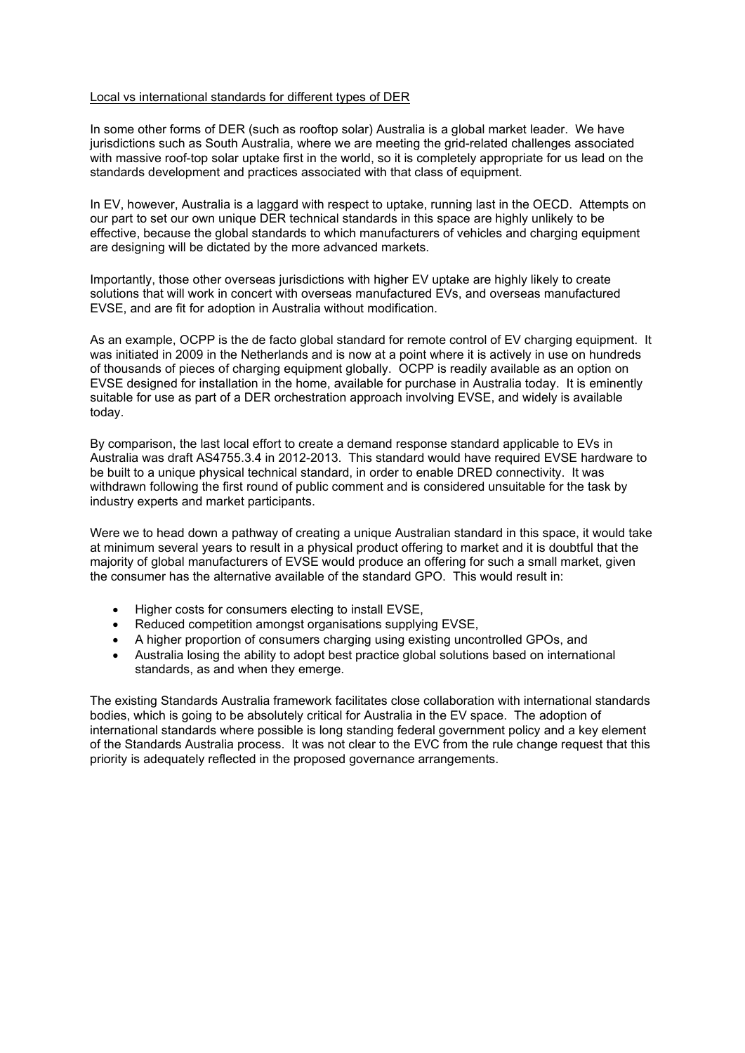Local vs international standards for different types of DER

In some other forms of DER (such as rooftop solar) Australia is a global market leader. We have jurisdictions such as South Australia, where we are meeting the grid-related challenges associated with massive roof-top solar uptake first in the world, so it is completely appropriate for us lead on the standards development and practices associated with that class of equipment.

In EV, however, Australia is a laggard with respect to uptake, running last in the OECD. Attempts on our part to set our own unique DER technical standards in this space are highly unlikely to be effective, because the global standards to which manufacturers of vehicles and charging equipment are designing will be dictated by the more advanced markets.

Importantly, those other overseas jurisdictions with higher EV uptake are highly likely to create solutions that will work in concert with overseas manufactured EVs, and overseas manufactured EVSE, and are fit for adoption in Australia without modification.

As an example, OCPP is the de facto global standard for remote control of EV charging equipment. It was initiated in 2009 in the Netherlands and is now at a point where it is actively in use on hundreds of thousands of pieces of charging equipment globally. OCPP is readily available as an option on EVSE designed for installation in the home, available for purchase in Australia today. It is eminently suitable for use as part of a DER orchestration approach involving EVSE, and widely is available today.

By comparison, the last local effort to create a demand response standard applicable to EVs in Australia was draft AS4755.3.4 in 2012-2013. This standard would have required EVSE hardware to be built to a unique physical technical standard, in order to enable DRED connectivity. It was withdrawn following the first round of public comment and is considered unsuitable for the task by industry experts and market participants.

Were we to head down a pathway of creating a unique Australian standard in this space, it would take at minimum several years to result in a physical product offering to market and it is doubtful that the majority of global manufacturers of EVSE would produce an offering for such a small market, given the consumer has the alternative available of the standard GPO. This would result in:

- Higher costs for consumers electing to install EVSE,
- Reduced competition amongst organisations supplying EVSE,
- A higher proportion of consumers charging using existing uncontrolled GPOs, and
- Australia losing the ability to adopt best practice global solutions based on international standards, as and when they emerge.

The existing Standards Australia framework facilitates close collaboration with international standards bodies, which is going to be absolutely critical for Australia in the EV space. The adoption of international standards where possible is long standing federal government policy and a key element of the Standards Australia process. It was not clear to the EVC from the rule change request that this priority is adequately reflected in the proposed governance arrangements.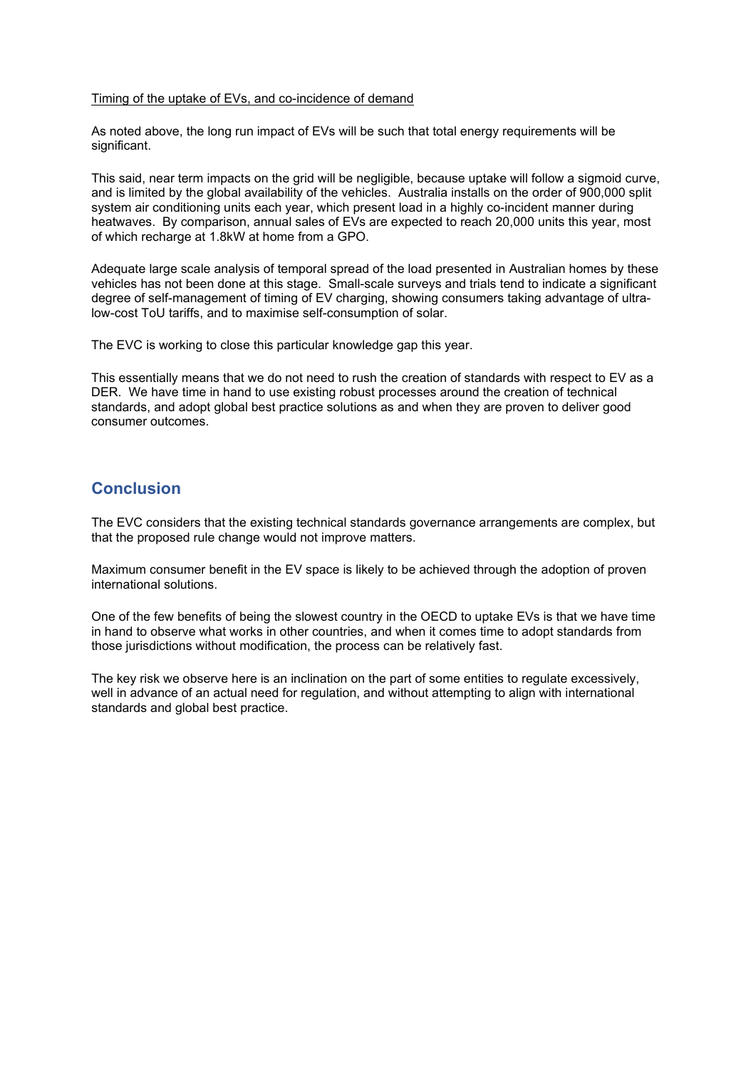<u>Timing of the uptake of EVs, and co-incidence of demand</u>

As noted above, the long run impact of EVs will be such that total energy requirements will be significant.

This said, near term impacts on the grid will be negligible, because uptake will follow a sigmoid curve, and is limited by the global availability of the vehicles. Australia installs on the order of 900,000 split system air conditioning units each year, which present load in a highly co-incident manner during heatwaves. By comparison, annual sales of EVs are expected to reach 20,000 units this year, most of which recharge at 1.8kW at home from a GPO.

Adequate large scale analysis of temporal spread of the load presented in Australian homes by these vehicles has not been done at this stage. Small-scale surveys and trials tend to indicate a significant degree of self-management of timing of EV charging, showing consumers taking advantage of ultra-low-cost ToU tariffs, and to maximise self-consumption of solar.

The EVC is working to close this particular knowledge gap this year.

This essentially means that we do not need to rush the creation of standards with respect to EV as a DER. We have time in hand to use existing robust processes around the creation of technical standards, and adopt global best practice solutions as and when they are proven to deliver good consumer outcomes.

## Conclusion

The EVC considers that the existing technical standards governance arrangements are complex, but that the proposed rule change would not improve matters.

Maximum consumer benefit in the EV space is likely to be achieved through the adoption of proven international solutions.

One of the few benefits of being the slowest country in the OECD to uptake EVs is that we have time in hand to observe what works in other countries, and when it comes time to adopt standards from those jurisdictions without modification, the process can be relatively fast.

The key risk we observe here is an inclination on the part of some entities to regulate excessively, well in advance of an actual need for regulation, and without attempting to align with international standards and global best practice.